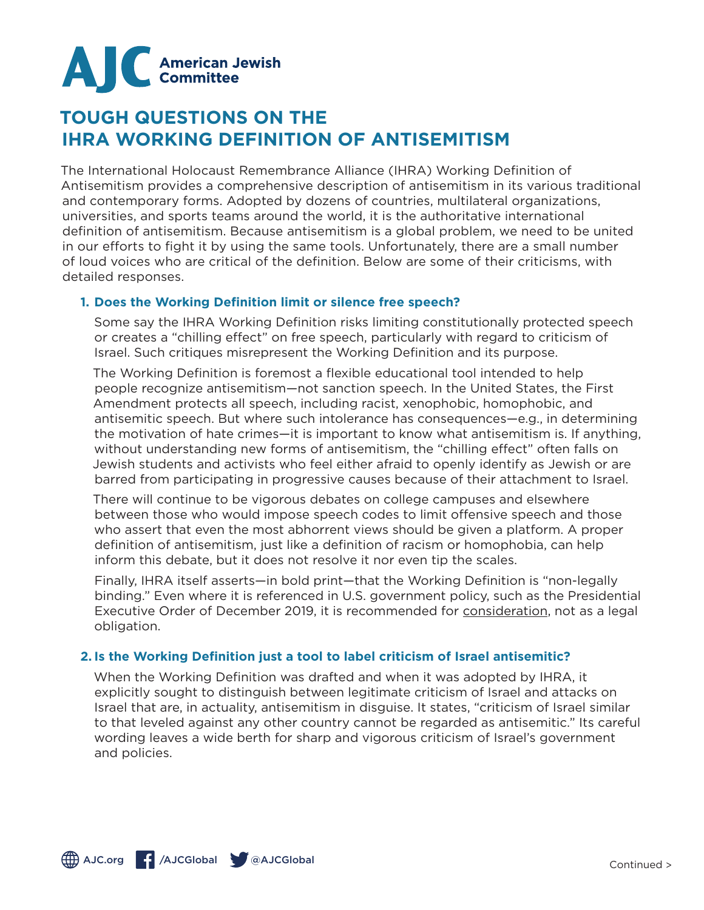AJC American Jewish Committee

# TOUGH QUESTIONS ON THE IHRA WORKING DEFINITION OF ANTISEMITISM

The International Holocaust Remembrance Alliance (IHRA) Working Definition of Antisemitism provides a comprehensive description of antisemitism in its various traditional and contemporary forms. Adopted by dozens of countries, multilateral organizations, universities, and sports teams around the world, it is the authoritative international definition of antisemitism. Because antisemitism is a global problem, we need to be united in our efforts to fight it by using the same tools. Unfortunately, there are a small number of loud voices who are critical of the definition. Below are some of their criticisms, with detailed responses.

### 1. Does the Working Definition limit or silence free speech?

Some say the IHRA Working Definition risks limiting constitutionally protected speech or creates a "chilling effect" on free speech, particularly with regard to criticism of Israel. Such critiques misrepresent the Working Definition and its purpose.

The Working Definition is foremost a flexible educational tool intended to help people recognize antisemitism—not sanction speech. In the United States, the First Amendment protects all speech, including racist, xenophobic, homophobic, and antisemitic speech. But where such intolerance has consequences—e.g., in determining the motivation of hate crimes—it is important to know what antisemitism is. If anything, without understanding new forms of antisemitism, the "chilling effect" often falls on Jewish students and activists who feel either afraid to openly identify as Jewish or are barred from participating in progressive causes because of their attachment to Israel.

There will continue to be vigorous debates on college campuses and elsewhere between those who would impose speech codes to limit offensive speech and those who assert that even the most abhorrent views should be given a platform. A proper definition of antisemitism, just like a definition of racism or homophobia, can help inform this debate, but it does not resolve it nor even tip the scales.

Finally, IHRA itself asserts—in bold print—that the Working Definition is "non-legally binding." Even where it is referenced in U.S. government policy, such as the Presidential Executive Order of December 2019, it is recommended for consideration, not as a legal obligation.

### 2. Is the Working Definition just a tool to label criticism of Israel antisemitic?

When the Working Definition was drafted and when it was adopted by IHRA, it explicitly sought to distinguish between legitimate criticism of Israel and attacks on Israel that are, in actuality, antisemitism in disguise. It states, "criticism of Israel similar to that leveled against any other country cannot be regarded as antisemitic." Its careful wording leaves a wide berth for sharp and vigorous criticism of Israel's government and policies.

AJC.org /AJCGlobal @AJCGlobal

Continued >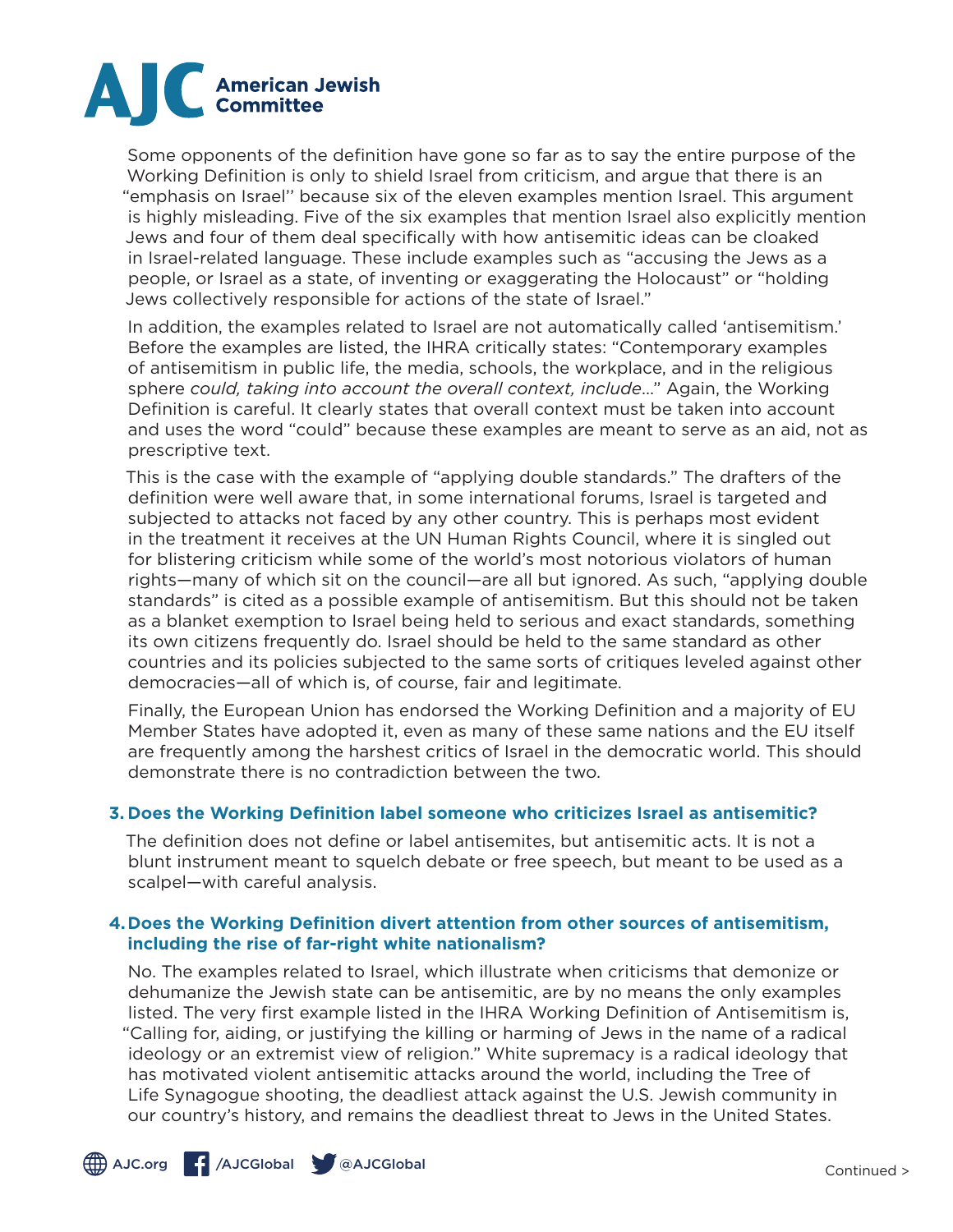Some opponents of the definition have gone so far as to say the entire purpose of the Working Definition is only to shield Israel from criticism, and argue that there is an "emphasis on Israel'' because six of the eleven examples mention Israel. This argument is highly misleading. Five of the six examples that mention Israel also explicitly mention Jews and four of them deal specifically with how antisemitic ideas can be cloaked in Israel-related language. These include examples such as "accusing the Jews as a people, or Israel as a state, of inventing or exaggerating the Holocaust" or "holding Jews collectively responsible for actions of the state of Israel."

In addition, the examples related to Israel are not automatically called 'antisemitism.' Before the examples are listed, the IHRA critically states: "Contemporary examples of antisemitism in public life, the media, schools, the workplace, and in the religious sphere *could, taking into account the overall context, include*…" Again, the Working Definition is careful. It clearly states that overall context must be taken into account and uses the word "could" because these examples are meant to serve as an aid, not as prescriptive text.

This is the case with the example of "applying double standards." The drafters of the definition were well aware that, in some international forums, Israel is targeted and subjected to attacks not faced by any other country. This is perhaps most evident in the treatment it receives at the UN Human Rights Council, where it is singled out for blistering criticism while some of the world's most notorious violators of human rights—many of which sit on the council—are all but ignored. As such, "applying double standards" is cited as a possible example of antisemitism. But this should not be taken as a blanket exemption to Israel being held to serious and exact standards, something its own citizens frequently do. Israel should be held to the same standard as other countries and its policies subjected to the same sorts of critiques leveled against other democracies—all of which is, of course, fair and legitimate.

Finally, the European Union has endorsed the Working Definition and a majority of EU Member States have adopted it, even as many of these same nations and the EU itself are frequently among the harshest critics of Israel in the democratic world. This should demonstrate there is no contradiction between the two.

### 3. Does the Working Definition label someone who criticizes Israel as antisemitic?

The definition does not define or label antisemites, but antisemitic acts. It is not a blunt instrument meant to squelch debate or free speech, but meant to be used as a scalpel—with careful analysis.

### 4. Does the Working Definition divert attention from other sources of antisemitism, including the rise of far-right white nationalism?

No. The examples related to Israel, which illustrate when criticisms that demonize or dehumanize the Jewish state can be antisemitic, are by no means the only examples listed. The very first example listed in the IHRA Working Definition of Antisemitism is, "Calling for, aiding, or justifying the killing or harming of Jews in the name of a radical ideology or an extremist view of religion." White supremacy is a radical ideology that has motivated violent antisemitic attacks around the world, including the Tree of Life Synagogue shooting, the deadliest attack against the U.S. Jewish community in our country's history, and remains the deadliest threat to Jews in the United States.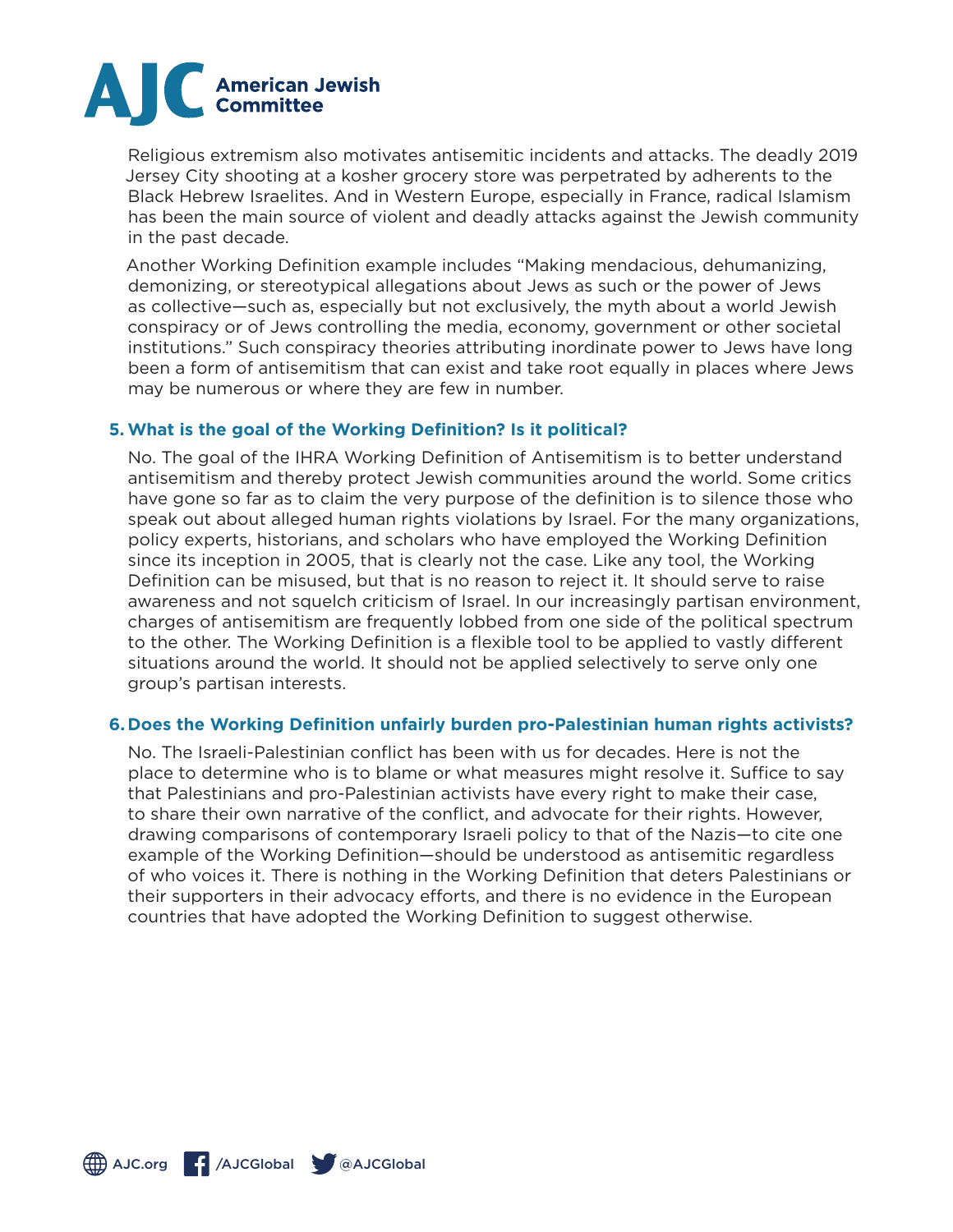Religious extremism also motivates antisemitic incidents and attacks. The deadly 2019 Jersey City shooting at a kosher grocery store was perpetrated by adherents to the Black Hebrew Israelites. And in Western Europe, especially in France, radical Islamism has been the main source of violent and deadly attacks against the Jewish community in the past decade.

Another Working Definition example includes "Making mendacious, dehumanizing, demonizing, or stereotypical allegations about Jews as such or the power of Jews as collective—such as, especially but not exclusively, the myth about a world Jewish conspiracy or of Jews controlling the media, economy, government or other societal institutions." Such conspiracy theories attributing inordinate power to Jews have long been a form of antisemitism that can exist and take root equally in places where Jews may be numerous or where they are few in number.

### 5. What is the goal of the Working Definition? Is it political?

No. The goal of the IHRA Working Definition of Antisemitism is to better understand antisemitism and thereby protect Jewish communities around the world. Some critics have gone so far as to claim the very purpose of the definition is to silence those who speak out about alleged human rights violations by Israel. For the many organizations, policy experts, historians, and scholars who have employed the Working Definition since its inception in 2005, that is clearly not the case. Like any tool, the Working Definition can be misused, but that is no reason to reject it. It should serve to raise awareness and not squelch criticism of Israel. In our increasingly partisan environment, charges of antisemitism are frequently lobbed from one side of the political spectrum to the other. The Working Definition is a flexible tool to be applied to vastly different situations around the world. It should not be applied selectively to serve only one group's partisan interests.

### 6. Does the Working Definition unfairly burden pro-Palestinian human rights activists?

No. The Israeli-Palestinian conflict has been with us for decades. Here is not the place to determine who is to blame or what measures might resolve it. Suffice to say that Palestinians and pro-Palestinian activists have every right to make their case, to share their own narrative of the conflict, and advocate for their rights. However, drawing comparisons of contemporary Israeli policy to that of the Nazis—to cite one example of the Working Definition—should be understood as antisemitic regardless of who voices it. There is nothing in the Working Definition that deters Palestinians or their supporters in their advocacy efforts, and there is no evidence in the European countries that have adopted the Working Definition to suggest otherwise.